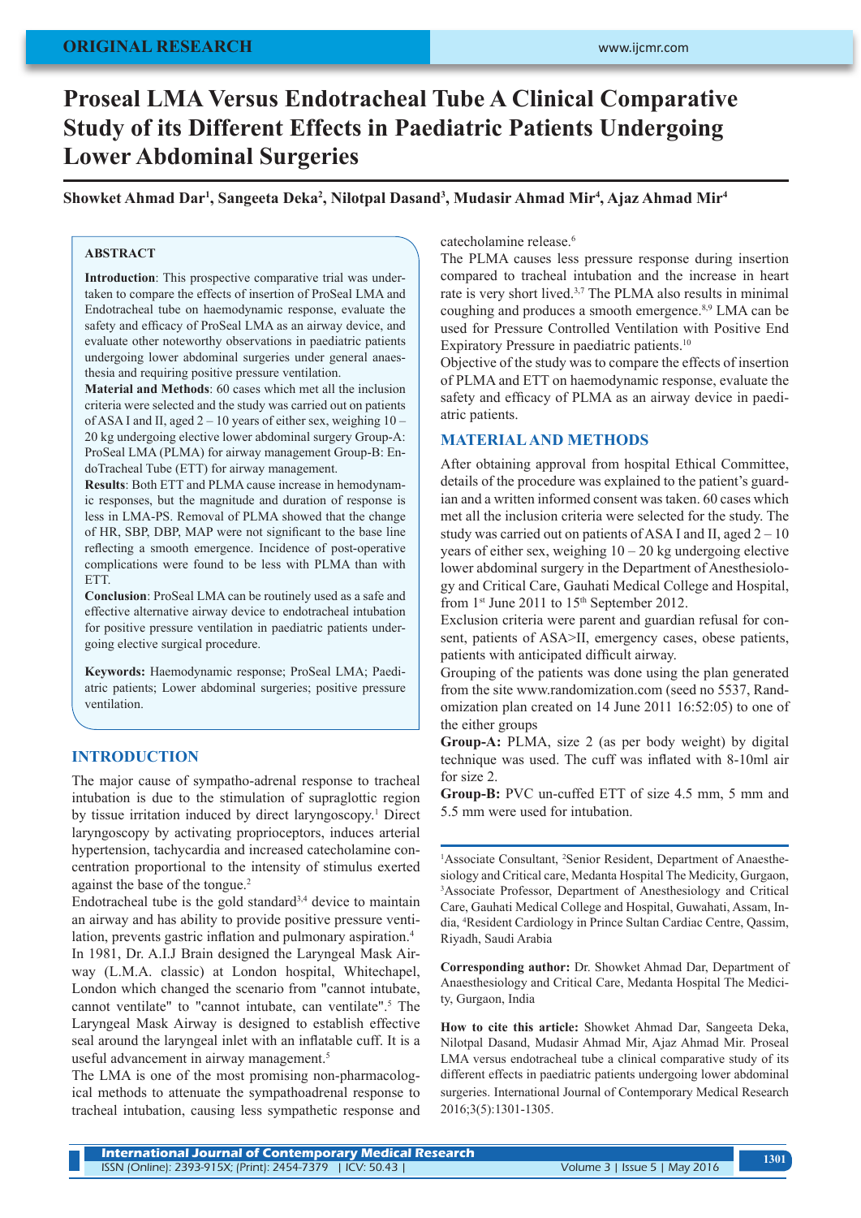ORIGINAL RESEARCH

# Proseal LMA Versus Endotracheal Tube A Clinical Comparative Study of its Different Effects in Paediatric Patients Undergoing Lower Abdominal Surgeries

**Showket Ahmad Dar[1], Sangeeta Deka[2], Nilotpal Dasand[3], Mudasir Ahmad Mir[4], Ajaz Ahmad Mir[4]**

## ABSTRACT

**Introduction**: This prospective comparative trial was undertaken to compare the effects of insertion of ProSeal LMA and Endotracheal tube on haemodynamic response, evaluate the safety and efficacy of ProSeal LMA as an airway device, and evaluate other noteworthy observations in paediatric patients undergoing lower abdominal surgeries under general anaesthesia and requiring positive pressure ventilation.

**Material and Methods**: 60 cases which met all the inclusion criteria were selected and the study was carried out on patients of ASA I and II, aged 2 – 10 years of either sex, weighing 10 – 20 kg undergoing elective lower abdominal surgery Group-A: ProSeal LMA (PLMA) for airway management Group-B: EndoTracheal Tube (ETT) for airway management.

**Results**: Both ETT and PLMA cause increase in hemodynamic responses, but the magnitude and duration of response is less in LMA-PS. Removal of PLMA showed that the change of HR, SBP, DBP, MAP were not significant to the base line reflecting a smooth emergence. Incidence of post-operative complications were found to be less with PLMA than with ETT.

**Conclusion**: ProSeal LMA can be routinely used as a safe and effective alternative airway device to endotracheal intubation for positive pressure ventilation in paediatric patients undergoing elective surgical procedure.

**Keywords:** Haemodynamic response; ProSeal LMA; Paediatric patients; Lower abdominal surgeries; positive pressure ventilation.

## INTRODUCTION

The major cause of sympatho-adrenal response to tracheal intubation is due to the stimulation of supraglottic region by tissue irritation induced by direct laryngoscopy.[1] Direct laryngoscopy by activating proprioceptors, induces arterial hypertension, tachycardia and increased catecholamine concentration proportional to the intensity of stimulus exerted against the base of the tongue.[2]

Endotracheal tube is the gold standard[3,4] device to maintain an airway and has ability to provide positive pressure ventilation, prevents gastric inflation and pulmonary aspiration.[4]

In 1981, Dr. A.I.J Brain designed the Laryngeal Mask Airway (L.M.A. classic) at London hospital, Whitechapel, London which changed the scenario from "cannot intubate, cannot ventilate" to "cannot intubate, can ventilate".[5] The Laryngeal Mask Airway is designed to establish effective seal around the laryngeal inlet with an inflatable cuff. It is a useful advancement in airway management.[5]

The LMA is one of the most promising non-pharmacological methods to attenuate the sympathoadrenal response to tracheal intubation, causing less sympathetic response and catecholamine release.[6]

The PLMA causes less pressure response during insertion compared to tracheal intubation and the increase in heart rate is very short lived.[3,7] The PLMA also results in minimal coughing and produces a smooth emergence.[8,9] LMA can be used for Pressure Controlled Ventilation with Positive End Expiratory Pressure in paediatric patients.[10]

Objective of the study was to compare the effects of insertion of PLMA and ETT on haemodynamic response, evaluate the safety and efficacy of PLMA as an airway device in paediatric patients.

## MATERIAL AND METHODS

After obtaining approval from hospital Ethical Committee, details of the procedure was explained to the patient's guardian and a written informed consent was taken. 60 cases which met all the inclusion criteria were selected for the study. The study was carried out on patients of ASA I and II, aged 2 – 10 years of either sex, weighing 10 – 20 kg undergoing elective lower abdominal surgery in the Department of Anesthesiology and Critical Care, Gauhati Medical College and Hospital, from 1st June 2011 to 15th September 2012.

Exclusion criteria were parent and guardian refusal for consent, patients of ASA>II, emergency cases, obese patients, patients with anticipated difficult airway.

Grouping of the patients was done using the plan generated from the site www.randomization.com (seed no 5537, Randomization plan created on 14 June 2011 16:52:05) to one of the either groups

**Group-A:** PLMA, size 2 (as per body weight) by digital technique was used. The cuff was inflated with 8-10ml air for size 2.

**Group-B:** PVC un-cuffed ETT of size 4.5 mm, 5 mm and 5.5 mm were used for intubation.

---

[1]Associate Consultant, [2]Senior Resident, Department of Anaesthesiology and Critical care, Medanta Hospital The Medicity, Gurgaon, [3]Associate Professor, Department of Anesthesiology and Critical Care, Gauhati Medical College and Hospital, Guwahati, Assam, India, [4]Resident Cardiology in Prince Sultan Cardiac Centre, Qassim, Riyadh, Saudi Arabia

**Corresponding author:** Dr. Showket Ahmad Dar, Department of Anaesthesiology and Critical Care, Medanta Hospital The Medicity, Gurgaon, India

**How to cite this article:** Showket Ahmad Dar, Sangeeta Deka, Nilotpal Dasand, Mudasir Ahmad Mir, Ajaz Ahmad Mir. Proseal LMA versus endotracheal tube a clinical comparative study of its different effects in paediatric patients undergoing lower abdominal surgeries. International Journal of Contemporary Medical Research 2016;3(5):1301-1305.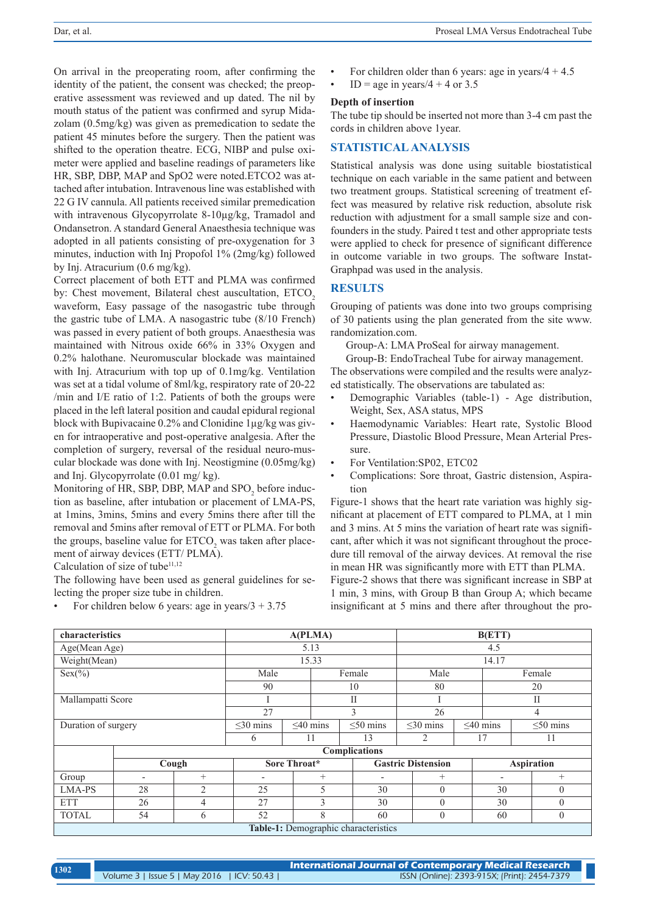On arrival in the preoperating room, after confirming the identity of the patient, the consent was checked; the preoperative assessment was reviewed and up dated. The nil by mouth status of the patient was confirmed and syrup Midazolam (0.5mg/kg) was given as premedication to sedate the patient 45 minutes before the surgery. Then the patient was shifted to the operation theatre. ECG, NIBP and pulse oximeter were applied and baseline readings of parameters like HR, SBP, DBP, MAP and SpO2 were noted.ETCO2 was attached after intubation. Intravenous line was established with 22 G IV cannula. All patients received similar premedication with intravenous Glycopyrrolate 8-10µg/kg, Tramadol and Ondansetron. A standard General Anaesthesia technique was adopted in all patients consisting of pre-oxygenation for 3 minutes, induction with Inj Propofol 1% (2mg/kg) followed by Inj. Atracurium (0.6 mg/kg).

Correct placement of both ETT and PLMA was confirmed by: Chest movement, Bilateral chest auscultation, $ETCO_2$ waveform, Easy passage of the nasogastric tube through the gastric tube of LMA. A nasogastric tube (8/10 French) was passed in every patient of both groups. Anaesthesia was maintained with Nitrous oxide 66% in 33% Oxygen and 0.2% halothane. Neuromuscular blockade was maintained with Inj. Atracurium with top up of 0.1mg/kg. Ventilation was set at a tidal volume of 8ml/kg, respiratory rate of 20-22 /min and I/E ratio of 1:2. Patients of both the groups were placed in the left lateral position and caudal epidural regional block with Bupivacaine 0.2% and Clonidine 1µg/kg was given for intraoperative and post-operative analgesia. After the completion of surgery, reversal of the residual neuro-muscular blockade was done with Inj. Neostigmine (0.05mg/kg) and Inj. Glycopyrrolate (0.01 mg/ kg).

Monitoring of HR, SBP, DBP, MAP and $SPO_2$ before induction as baseline, after intubation or placement of LMA-PS, at 1mins, 3mins, 5mins and every 5mins there after till the removal and 5mins after removal of ETT or PLMA. For both the groups, baseline value for $ETCO_2$ was taken after placement of airway devices (ETT/ PLMA).

Calculation of size of tube[11,12]

The following have been used as general guidelines for selecting the proper size tube in children.

- For children below 6 years: age in years/3 + 3.75
- For children older than 6 years: age in years/4 + 4.5
- ID = age in years/4 + 4 or 3.5

**Depth of insertion**

The tube tip should be inserted not more than 3-4 cm past the cords in children above 1year.

## STATISTICAL ANALYSIS

Statistical analysis was done using suitable biostatistical technique on each variable in the same patient and between two treatment groups. Statistical screening of treatment effect was measured by relative risk reduction, absolute risk reduction with adjustment for a small sample size and confounders in the study. Paired t test and other appropriate tests were applied to check for presence of significant difference in outcome variable in two groups. The software InstatGraphpad was used in the analysis.

## RESULTS

Grouping of patients was done into two groups comprising of 30 patients using the plan generated from the site www.randomization.com.

Group-A: LMA ProSeal for airway management.

Group-B: EndoTracheal Tube for airway management.

The observations were compiled and the results were analyzed statistically. The observations are tabulated as:

- Demographic Variables (table-1) - Age distribution, Weight, Sex, ASA status, MPS
- Haemodynamic Variables: Heart rate, Systolic Blood Pressure, Diastolic Blood Pressure, Mean Arterial Pressure.
- For Ventilation:SP02, ETC02
- Complications: Sore throat, Gastric distension, Aspiration

Figure-1 shows that the heart rate variation was highly significant at placement of ETT compared to PLMA, at 1 min and 3 mins. At 5 mins the variation of heart rate was significant, after which it was not significant throughout the procedure till removal of the airway devices. At removal the rise in mean HR was significantly more with ETT than PLMA.

Figure-2 shows that there was significant increase in SBP at 1 min, 3 mins, with Group B than Group A; which became insignificant at 5 mins and there after throughout the pro-

| characteristics | A(PLMA) | | | B(ETT) | | |
|---|---|---|---|---|---|---|
| Age(Mean Age) | 5.13 | | | 4.5 | | |
| Weight(Mean) | 15.33 | | | 14.17 | | |
| Sex(%) | Male | | Female | Male | | Female |
| | 90 | | 10 | 80 | | 20 |
| Mallampatti Score | I | | II | I | | II |
| | 27 | | 3 | 26 | | 4 |
| Duration of surgery | ≤30 mins | ≤40 mins | ≤50 mins | ≤30 mins | ≤40 mins | ≤50 mins |
| | 6 | 11 | 13 | 2 | 17 | 11 |

| | Complications | | | | | | | |
|---|---|---|---|---|---|---|---|---|
| | Cough | | Sore Throat* | | Gastric Distension | | Aspiration | |
| Group | - | + | - | + | - | + | - | + |
| LMA-PS | 28 | 2 | 25 | 5 | 30 | 0 | 30 | 0 |
| ETT | 26 | 4 | 27 | 3 | 30 | 0 | 30 | 0 |
| TOTAL | 54 | 6 | 52 | 8 | 60 | 0 | 60 | 0 |

**Table-1:** Demographic characteristics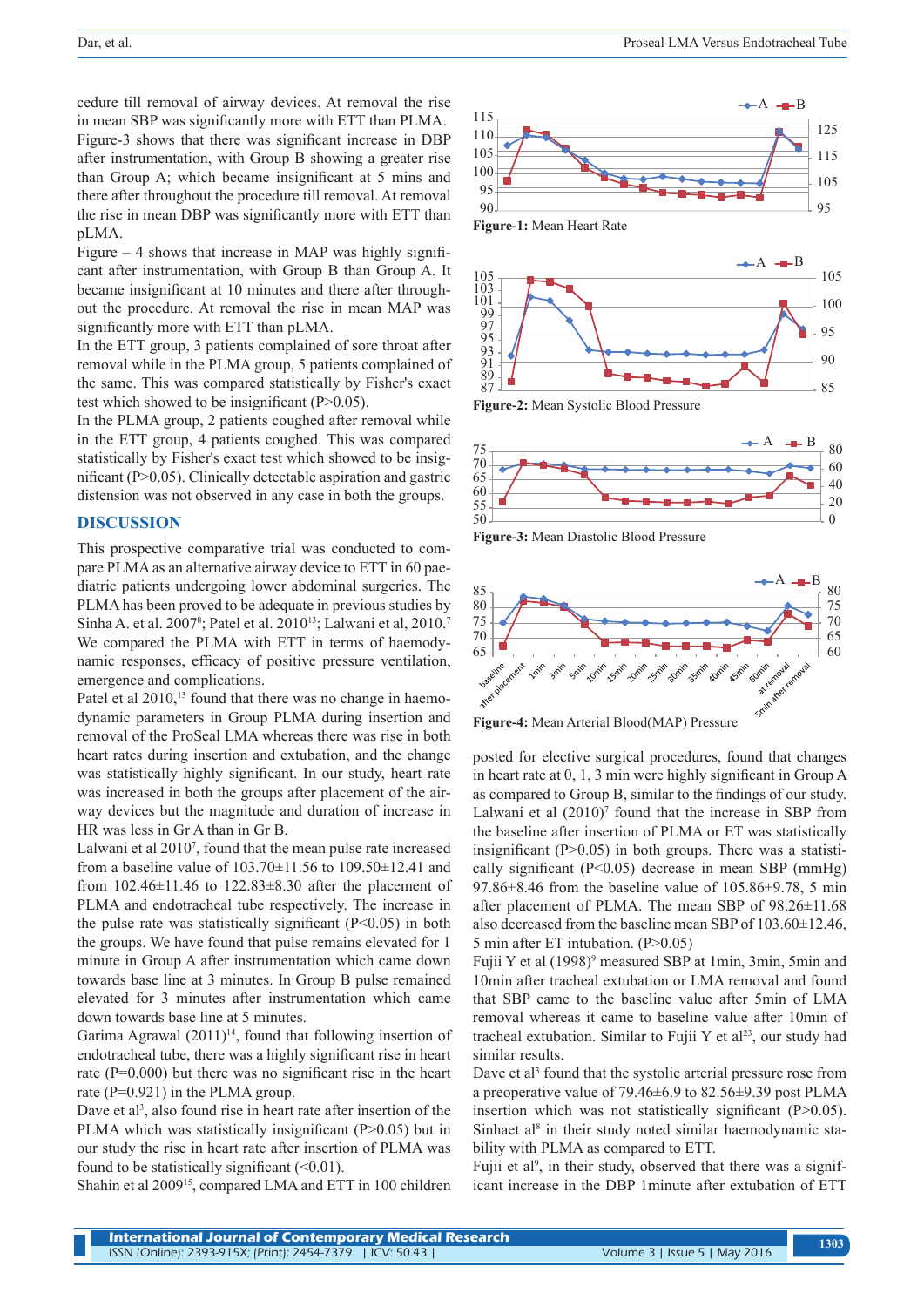cedure till removal of airway devices. At removal the rise in mean SBP was significantly more with ETT than PLMA. Figure-3 shows that there was significant increase in DBP after instrumentation, with Group B showing a greater rise than Group A; which became insignificant at 5 mins and there after throughout the procedure till removal. At removal the rise in mean DBP was significantly more with ETT than pLMA.

Figure – 4 shows that increase in MAP was highly significant after instrumentation, with Group B than Group A. It became insignificant at 10 minutes and there after throughout the procedure. At removal the rise in mean MAP was significantly more with ETT than pLMA.

In the ETT group, 3 patients complained of sore throat after removal while in the PLMA group, 5 patients complained of the same. This was compared statistically by Fisher's exact test which showed to be insignificant (P>0.05).

In the PLMA group, 2 patients coughed after removal while in the ETT group, 4 patients coughed. This was compared statistically by Fisher's exact test which showed to be insignificant (P>0.05). Clinically detectable aspiration and gastric distension was not observed in any case in both the groups.

Figure-1: Mean Heart Rate

Figure-2: Mean Systolic Blood Pressure

Figure-3: Mean Diastolic Blood Pressure

Figure-4: Mean Arterial Blood(MAP) Pressure

## DISCUSSION

This prospective comparative trial was conducted to compare PLMA as an alternative airway device to ETT in 60 paediatric patients undergoing lower abdominal surgeries. The PLMA has been proved to be adequate in previous studies by Sinha A. et al. 2007[8]; Patel et al. 2010[13]; Lalwani et al, 2010.[7] We compared the PLMA with ETT in terms of haemodynamic responses, efficacy of positive pressure ventilation, emergence and complications.

Patel et al 2010,[13] found that there was no change in haemodynamic parameters in Group PLMA during insertion and removal of the ProSeal LMA whereas there was rise in both heart rates during insertion and extubation, and the change was statistically highly significant. In our study, heart rate was increased in both the groups after placement of the airway devices but the magnitude and duration of increase in HR was less in Gr A than in Gr B.

Lalwani et al 2010[7], found that the mean pulse rate increased from a baseline value of 103.70±11.56 to 109.50±12.41 and from 102.46±11.46 to 122.83±8.30 after the placement of PLMA and endotracheal tube respectively. The increase in the pulse rate was statistically significant (P<0.05) in both the groups. We have found that pulse remains elevated for 1 minute in Group A after instrumentation which came down towards base line at 3 minutes. In Group B pulse remained elevated for 3 minutes after instrumentation which came down towards base line at 5 minutes.

Garima Agrawal (2011)[14], found that following insertion of endotracheal tube, there was a highly significant rise in heart rate (P=0.000) but there was no significant rise in the heart rate (P=0.921) in the PLMA group.

Dave et al[3], also found rise in heart rate after insertion of the PLMA which was statistically insignificant (P>0.05) but in our study the rise in heart rate after insertion of PLMA was found to be statistically significant (<0.01).

Shahin et al 2009[15], compared LMA and ETT in 100 children posted for elective surgical procedures, found that changes in heart rate at 0, 1, 3 min were highly significant in Group A as compared to Group B, similar to the findings of our study.

Lalwani et al (2010)[7] found that the increase in SBP from the baseline after insertion of PLMA or ET was statistically insignificant (P>0.05) in both groups. There was a statistically significant (P<0.05) decrease in mean SBP (mmHg) 97.86±8.46 from the baseline value of 105.86±9.78, 5 min after placement of PLMA. The mean SBP of 98.26±11.68 also decreased from the baseline mean SBP of 103.60±12.46, 5 min after ET intubation. (P>0.05)

Fujii Y et al (1998)[9] measured SBP at 1min, 3min, 5min and 10min after tracheal extubation or LMA removal and found that SBP came to the baseline value after 5min of LMA removal whereas it came to baseline value after 10min of tracheal extubation. Similar to Fujii Y et al[23], our study had similar results.

Dave et al[3] found that the systolic arterial pressure rose from a preoperative value of 79.46±6.9 to 82.56±9.39 post PLMA insertion which was not statistically significant (P>0.05). Sinhaet al[8] in their study noted similar haemodynamic stability with PLMA as compared to ETT.

Fujii et al[9], in their study, observed that there was a significant increase in the DBP 1minute after extubation of ETT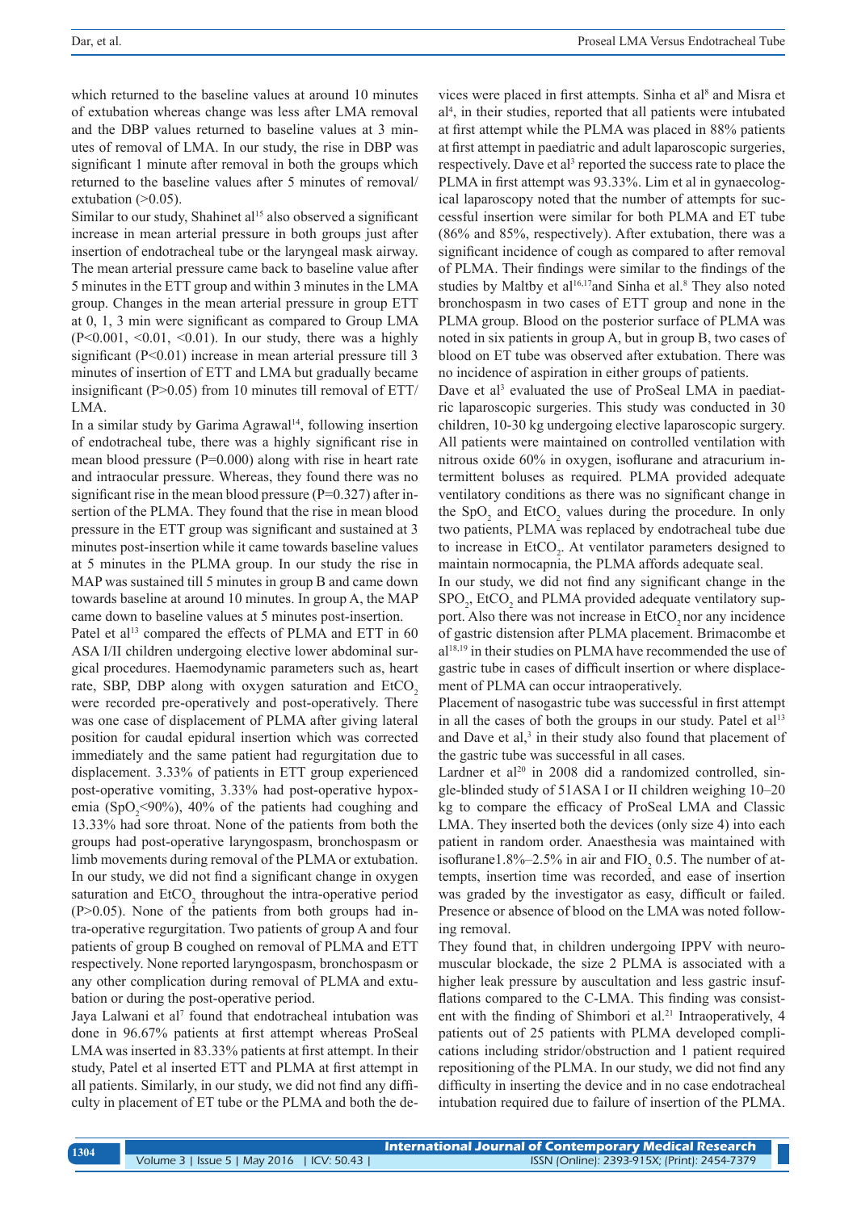which returned to the baseline values at around 10 minutes of extubation whereas change was less after LMA removal and the DBP values returned to baseline values at 3 minutes of removal of LMA. In our study, the rise in DBP was significant 1 minute after removal in both the groups which returned to the baseline values after 5 minutes of removal/ extubation (>0.05).

Similar to our study, Shahinet al[15] also observed a significant increase in mean arterial pressure in both groups just after insertion of endotracheal tube or the laryngeal mask airway. The mean arterial pressure came back to baseline value after 5 minutes in the ETT group and within 3 minutes in the LMA group. Changes in the mean arterial pressure in group ETT at 0, 1, 3 min were significant as compared to Group LMA (P<0.001, <0.01, <0.01). In our study, there was a highly significant (P<0.01) increase in mean arterial pressure till 3 minutes of insertion of ETT and LMA but gradually became insignificant (P>0.05) from 10 minutes till removal of ETT/ LMA.

In a similar study by Garima Agrawal[14], following insertion of endotracheal tube, there was a highly significant rise in mean blood pressure (P=0.000) along with rise in heart rate and intraocular pressure. Whereas, they found there was no significant rise in the mean blood pressure (P=0.327) after insertion of the PLMA. They found that the rise in mean blood pressure in the ETT group was significant and sustained at 3 minutes post-insertion while it came towards baseline values at 5 minutes in the PLMA group. In our study the rise in MAP was sustained till 5 minutes in group B and came down towards baseline at around 10 minutes. In group A, the MAP came down to baseline values at 5 minutes post-insertion.

Patel et al[13] compared the effects of PLMA and ETT in 60 ASA I/II children undergoing elective lower abdominal surgical procedures. Haemodynamic parameters such as, heart rate, SBP, DBP along with oxygen saturation and $EtCO_2$ were recorded pre-operatively and post-operatively. There was one case of displacement of PLMA after giving lateral position for caudal epidural insertion which was corrected immediately and the same patient had regurgitation due to displacement. 3.33% of patients in ETT group experienced post-operative vomiting, 3.33% had post-operative hypoxemia ($SpO_2$<90%), 40% of the patients had coughing and 13.33% had sore throat. None of the patients from both the groups had post-operative laryngospasm, bronchospasm or limb movements during removal of the PLMA or extubation. In our study, we did not find a significant change in oxygen saturation and $EtCO_2$ throughout the intra-operative period (P>0.05). None of the patients from both groups had intra-operative regurgitation. Two patients of group A and four patients of group B coughed on removal of PLMA and ETT respectively. None reported laryngospasm, bronchospasm or any other complication during removal of PLMA and extubation or during the post-operative period.

Jaya Lalwani et al[7] found that endotracheal intubation was done in 96.67% patients at first attempt whereas ProSeal LMA was inserted in 83.33% patients at first attempt. In their study, Patel et al inserted ETT and PLMA at first attempt in all patients. Similarly, in our study, we did not find any difficulty in placement of ET tube or the PLMA and both the devices were placed in first attempts. Sinha et al[8] and Misra et al[4], in their studies, reported that all patients were intubated at first attempt while the PLMA was placed in 88% patients at first attempt in paediatric and adult laparoscopic surgeries, respectively. Dave et al[3] reported the success rate to place the PLMA in first attempt was 93.33%. Lim et al in gynaecological laparoscopy noted that the number of attempts for successful insertion were similar for both PLMA and ET tube (86% and 85%, respectively). After extubation, there was a significant incidence of cough as compared to after removal of PLMA. Their findings were similar to the findings of the studies by Maltby et al[16,17]and Sinha et al.[8] They also noted bronchospasm in two cases of ETT group and none in the PLMA group. Blood on the posterior surface of PLMA was noted in six patients in group A, but in group B, two cases of blood on ET tube was observed after extubation. There was no incidence of aspiration in either groups of patients.

Dave et al[3] evaluated the use of ProSeal LMA in paediatric laparoscopic surgeries. This study was conducted in 30 children, 10-30 kg undergoing elective laparoscopic surgery. All patients were maintained on controlled ventilation with nitrous oxide 60% in oxygen, isoflurane and atracurium intermittent boluses as required. PLMA provided adequate ventilatory conditions as there was no significant change in the $SpO_2$ and $EtCO_2$ values during the procedure. In only two patients, PLMA was replaced by endotracheal tube due to increase in $EtCO_2$. At ventilator parameters designed to maintain normocapnia, the PLMA affords adequate seal.

In our study, we did not find any significant change in the $SPO_2$, $EtCO_2$ and PLMA provided adequate ventilatory support. Also there was not increase in $EtCO_2$ nor any incidence of gastric distension after PLMA placement. Brimacombe et al[18,19] in their studies on PLMA have recommended the use of gastric tube in cases of difficult insertion or where displacement of PLMA can occur intraoperatively.

Placement of nasogastric tube was successful in first attempt in all the cases of both the groups in our study. Patel et al[13] and Dave et al,[3] in their study also found that placement of the gastric tube was successful in all cases.

Lardner et al[20] in 2008 did a randomized controlled, single-blinded study of 51ASA I or II children weighing 10–20 kg to compare the efficacy of ProSeal LMA and Classic LMA. They inserted both the devices (only size 4) into each patient in random order. Anaesthesia was maintained with isoflurane1.8%–2.5% in air and $FIO_2$ 0.5. The number of attempts, insertion time was recorded, and ease of insertion was graded by the investigator as easy, difficult or failed. Presence or absence of blood on the LMA was noted following removal.

They found that, in children undergoing IPPV with neuromuscular blockade, the size 2 PLMA is associated with a higher leak pressure by auscultation and less gastric insufflations compared to the C-LMA. This finding was consistent with the finding of Shimbori et al.[21] Intraoperatively, 4 patients out of 25 patients with PLMA developed complications including stridor/obstruction and 1 patient required repositioning of the PLMA. In our study, we did not find any difficulty in inserting the device and in no case endotracheal intubation required due to failure of insertion of the PLMA.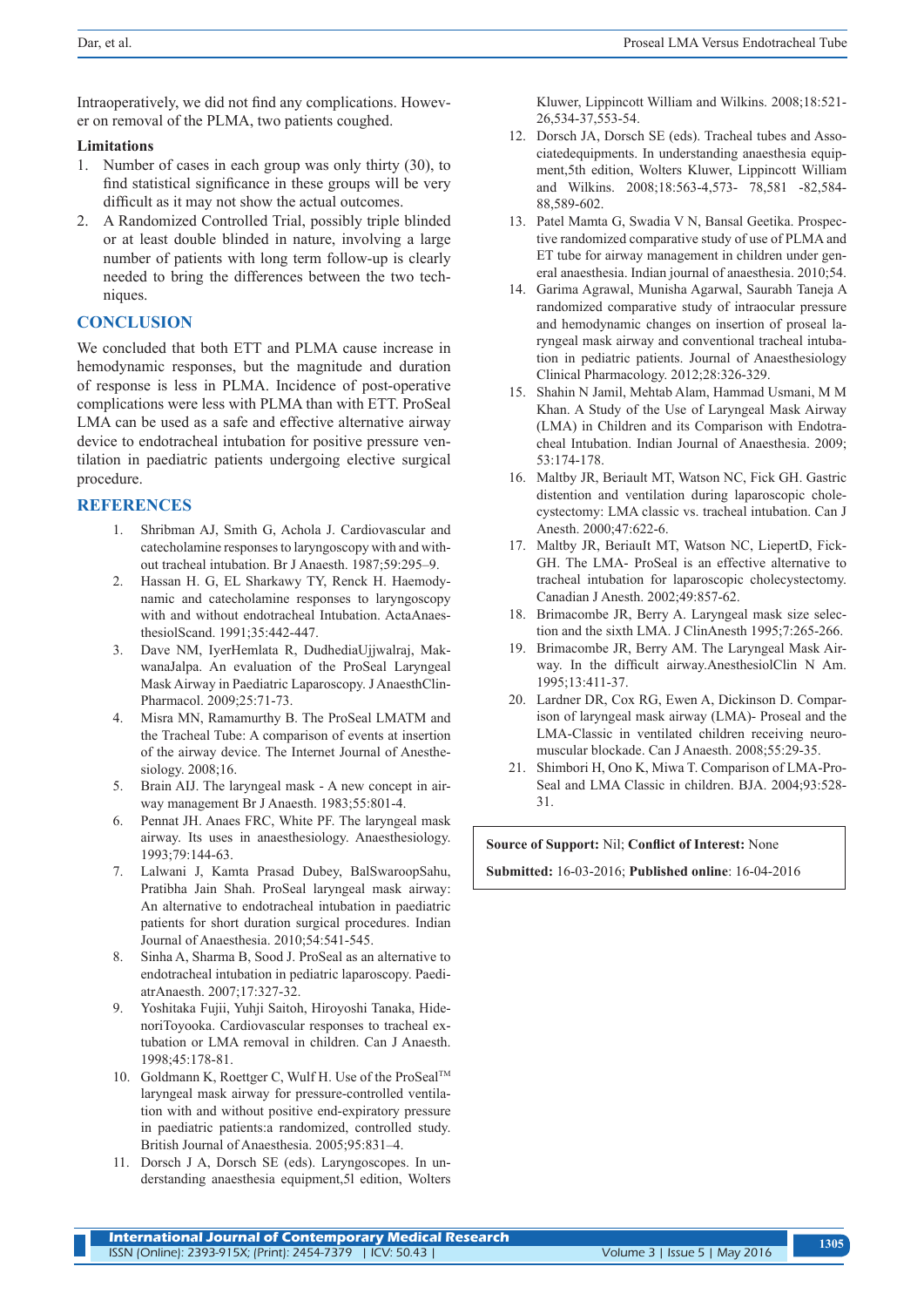Intraoperatively, we did not find any complications. However on removal of the PLMA, two patients coughed.

**Limitations**

1. Number of cases in each group was only thirty (30), to find statistical significance in these groups will be very difficult as it may not show the actual outcomes.
2. A Randomized Controlled Trial, possibly triple blinded or at least double blinded in nature, involving a large number of patients with long term follow-up is clearly needed to bring the differences between the two techniques.

## CONCLUSION

We concluded that both ETT and PLMA cause increase in hemodynamic responses, but the magnitude and duration of response is less in PLMA. Incidence of post-operative complications were less with PLMA than with ETT. ProSeal LMA can be used as a safe and effective alternative airway device to endotracheal intubation for positive pressure ventilation in paediatric patients undergoing elective surgical procedure.

## REFERENCES

1. Shribman AJ, Smith G, Achola J. Cardiovascular and catecholamine responses to laryngoscopy with and without tracheal intubation. Br J Anaesth. 1987;59:295–9.
2. Hassan H. G, EL Sharkawy TY, Renck H. Haemodynamic and catecholamine responses to laryngoscopy with and without endotracheal Intubation. ActaAnaesthesiolScand. 1991;35:442-447.
3. Dave NM, IyerHemlata R, DudhediaUjjwalraj, MakwanaJalpa. An evaluation of the ProSeal Laryngeal Mask Airway in Paediatric Laparoscopy. J AnaesthClinPharmacol. 2009;25:71-73.
4. Misra MN, Ramamurthy B. The ProSeal LMATM and the Tracheal Tube: A comparison of events at insertion of the airway device. The Internet Journal of Anesthesiology. 2008;16.
5. Brain AIJ. The laryngeal mask - A new concept in airway management Br J Anaesth. 1983;55:801-4.
6. Pennat JH. Anaes FRC, White PF. The laryngeal mask airway. Its uses in anaesthesiology. Anaesthesiology. 1993;79:144-63.
7. Lalwani J, Kamta Prasad Dubey, BalSwaroopSahu, Pratibha Jain Shah. ProSeal laryngeal mask airway: An alternative to endotracheal intubation in paediatric patients for short duration surgical procedures. Indian Journal of Anaesthesia. 2010;54:541-545.
8. Sinha A, Sharma B, Sood J. ProSeal as an alternative to endotracheal intubation in pediatric laparoscopy. PaediatrAnaesth. 2007;17:327-32.
9. Yoshitaka Fujii, Yuhji Saitoh, Hiroyoshi Tanaka, HidenoriToyooka. Cardiovascular responses to tracheal extubation or LMA removal in children. Can J Anaesth. 1998;45:178-81.
10. Goldmann K, Roettger C, Wulf H. Use of the ProSeal™ laryngeal mask airway for pressure-controlled ventilation with and without positive end-expiratory pressure in paediatric patients:a randomized, controlled study. British Journal of Anaesthesia. 2005;95:831–4.
11. Dorsch J A, Dorsch SE (eds). Laryngoscopes. In understanding anaesthesia equipment,5l edition, Wolters Kluwer, Lippincott William and Wilkins. 2008;18:521-26,534-37,553-54.
12. Dorsch JA, Dorsch SE (eds). Tracheal tubes and Associatedequipments. In understanding anaesthesia equipment,5th edition, Wolters Kluwer, Lippincott William and Wilkins. 2008;18:563-4,573- 78,581 -82,584-88,589-602.
13. Patel Mamta G, Swadia V N, Bansal Geetika. Prospective randomized comparative study of use of PLMA and ET tube for airway management in children under general anaesthesia. Indian journal of anaesthesia. 2010;54.
14. Garima Agrawal, Munisha Agarwal, Saurabh Taneja A randomized comparative study of intraocular pressure and hemodynamic changes on insertion of proseal laryngeal mask airway and conventional tracheal intubation in pediatric patients. Journal of Anaesthesiology Clinical Pharmacology. 2012;28:326-329.
15. Shahin N Jamil, Mehtab Alam, Hammad Usmani, M M Khan. A Study of the Use of Laryngeal Mask Airway (LMA) in Children and its Comparison with Endotracheal Intubation. Indian Journal of Anaesthesia. 2009; 53:174-178.
16. Maltby JR, Beriault MT, Watson NC, Fick GH. Gastric distention and ventilation during laparoscopic cholecystectomy: LMA classic vs. tracheal intubation. Can J Anesth. 2000;47:622-6.
17. Maltby JR, BeriauIt MT, Watson NC, LiepertD, FickGH. The LMA- ProSeal is an effective alternative to tracheal intubation for laparoscopic cholecystectomy. Canadian J Anesth. 2002;49:857-62.
18. Brimacombe JR, Berry A. Laryngeal mask size selection and the sixth LMA. J ClinAnesth 1995;7:265-266.
19. Brimacombe JR, Berry AM. The Laryngeal Mask Airway. In the difficult airway.AnesthesiolClin N Am. 1995;13:411-37.
20. Lardner DR, Cox RG, Ewen A, Dickinson D. Comparison of laryngeal mask airway (LMA)- Proseal and the LMA-Classic in ventilated children receiving neuromuscular blockade. Can J Anaesth. 2008;55:29-35.
21. Shimbori H, Ono K, Miwa T. Comparison of LMA-ProSeal and LMA Classic in children. BJA. 2004;93:528-31.

**Source of Support:** Nil; **Conflict of Interest:** None

**Submitted:** 16-03-2016; **Published online**: 16-04-2016